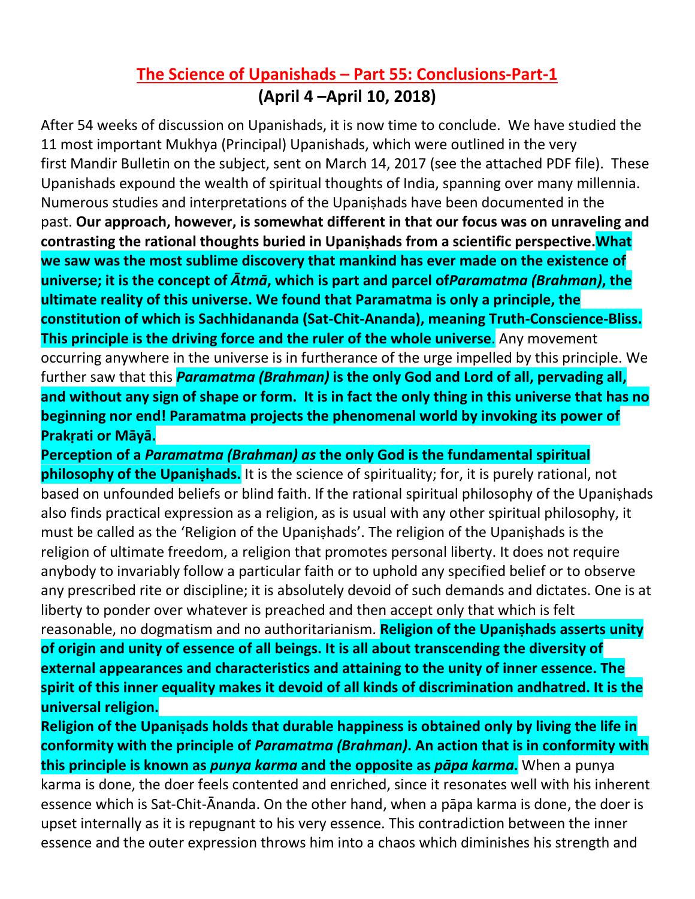# The Science of Upanishads – Part 55: Conclusions-Part-1

## (April 4 –April 10, 2018)

After 54 weeks of discussion on Upanishads, it is now time to conclude. We have studied the 11 most important Mukhya (Principal) Upanishads, which were outlined in the very first Mandir Bulletin on the subject, sent on March 14, 2017 (see the attached PDF file). These Upanishads expound the wealth of spiritual thoughts of India, spanning over many millennia. Numerous studies and interpretations of the Upaniṣhads have been documented in the past. **Our approach, however, is somewhat different in that our focus was on unraveling and contrasting the rational thoughts buried in Upaniṣhads from a scientific perspective.What we saw was the most sublime discovery that mankind has ever made on the existence of universe; it is the concept of *Ātmā*, which is part and parcel of*Paramatma (Brahman)*, the ultimate reality of this universe. We found that Paramatma is only a principle, the constitution of which is Sachhidananda (Sat-Chit-Ananda), meaning Truth-Conscience-Bliss. This principle is the driving force and the ruler of the whole universe**. Any movement occurring anywhere in the universe is in furtherance of the urge impelled by this principle. We further saw that this ***Paramatma (Brahman)* is the only God and Lord of all, pervading all, and without any sign of shape or form. It is in fact the only thing in this universe that has no beginning nor end! Paramatma projects the phenomenal world by invoking its power of Prakṛati or Māyā.**

**Perception of a *Paramatma (Brahman) as* the only God is the fundamental spiritual philosophy of the Upaniṣhads.** It is the science of spirituality; for, it is purely rational, not based on unfounded beliefs or blind faith. If the rational spiritual philosophy of the Upaniṣhads also finds practical expression as a religion, as is usual with any other spiritual philosophy, it must be called as the 'Religion of the Upaniṣhads'. The religion of the Upaniṣhads is the religion of ultimate freedom, a religion that promotes personal liberty. It does not require anybody to invariably follow a particular faith or to uphold any specified belief or to observe any prescribed rite or discipline; it is absolutely devoid of such demands and dictates. One is at liberty to ponder over whatever is preached and then accept only that which is felt reasonable, no dogmatism and no authoritarianism. **Religion of the Upaniṣhads asserts unity of origin and unity of essence of all beings. It is all about transcending the diversity of external appearances and characteristics and attaining to the unity of inner essence. The spirit of this inner equality makes it devoid of all kinds of discrimination andhatred. It is the universal religion.**

**Religion of the Upaniṣads holds that durable happiness is obtained only by living the life in conformity with the principle of *Paramatma (Brahman)*. An action that is in conformity with this principle is known as *punya karma* and the opposite as *pāpa karma*.** When a punya karma is done, the doer feels contented and enriched, since it resonates well with his inherent essence which is Sat-Chit-Ānanda. On the other hand, when a pāpa karma is done, the doer is upset internally as it is repugnant to his very essence. This contradiction between the inner essence and the outer expression throws him into a chaos which diminishes his strength and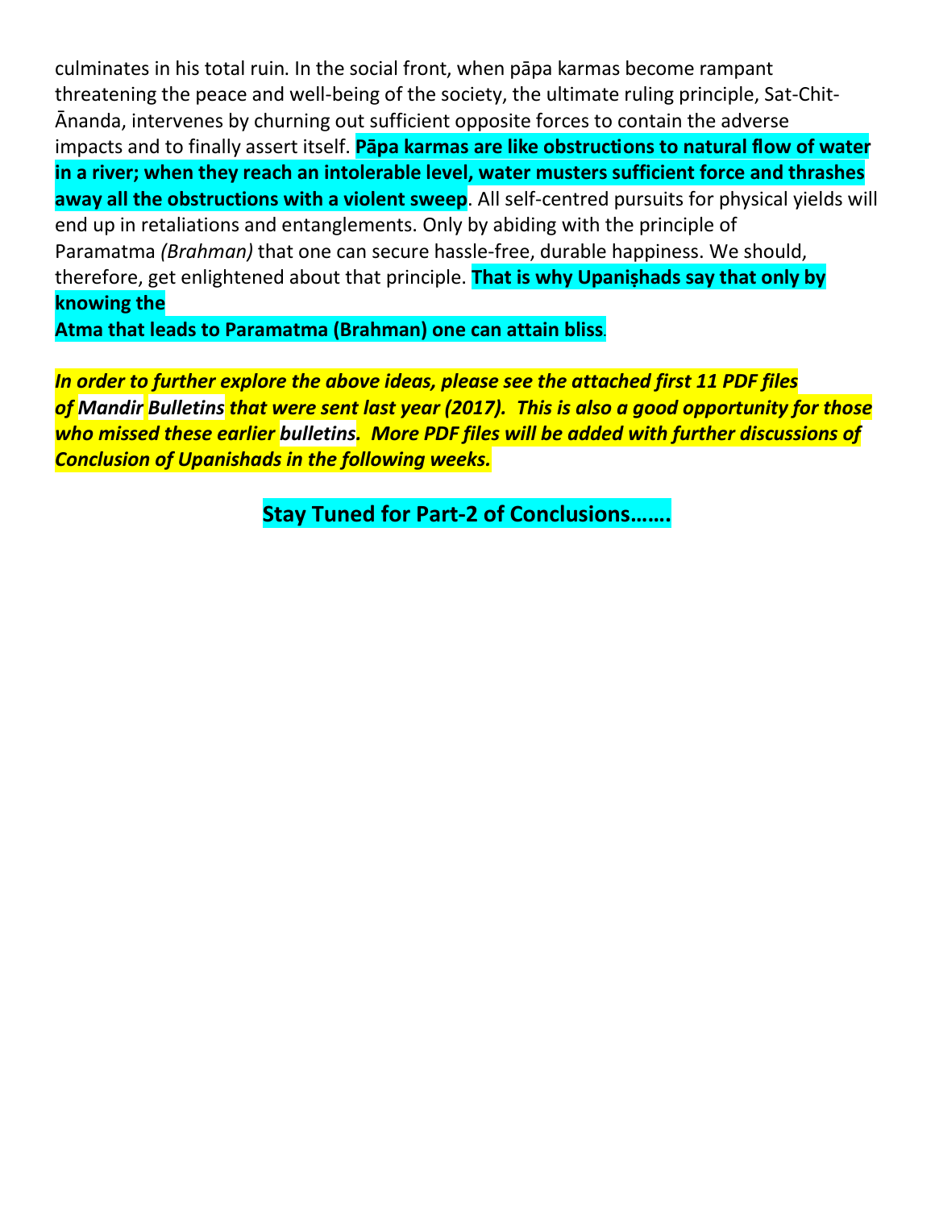culminates in his total ruin. In the social front, when pāpa karmas become rampant threatening the peace and well-being of the society, the ultimate ruling principle, Sat-Chit-Ānanda, intervenes by churning out sufficient opposite forces to contain the adverse impacts and to finally assert itself. **Pāpa karmas are like obstructions to natural flow of water in a river; when they reach an intolerable level, water musters sufficient force and thrashes away all the obstructions with a violent sweep**. All self-centred pursuits for physical yields will end up in retaliations and entanglements. Only by abiding with the principle of Paramatma *(Brahman)* that one can secure hassle-free, durable happiness. We should, therefore, get enlightened about that principle. **That is why Upaniṣhads say that only by knowing the Atma that leads to Paramatma (Brahman) one can attain bliss**.

***In order to further explore the above ideas, please see the attached first 11 PDF files of Mandir Bulletins that were sent last year (2017). This is also a good opportunity for those who missed these earlier bulletins. More PDF files will be added with further discussions of Conclusion of Upanishads in the following weeks.***

**Stay Tuned for Part-2 of Conclusions…….**